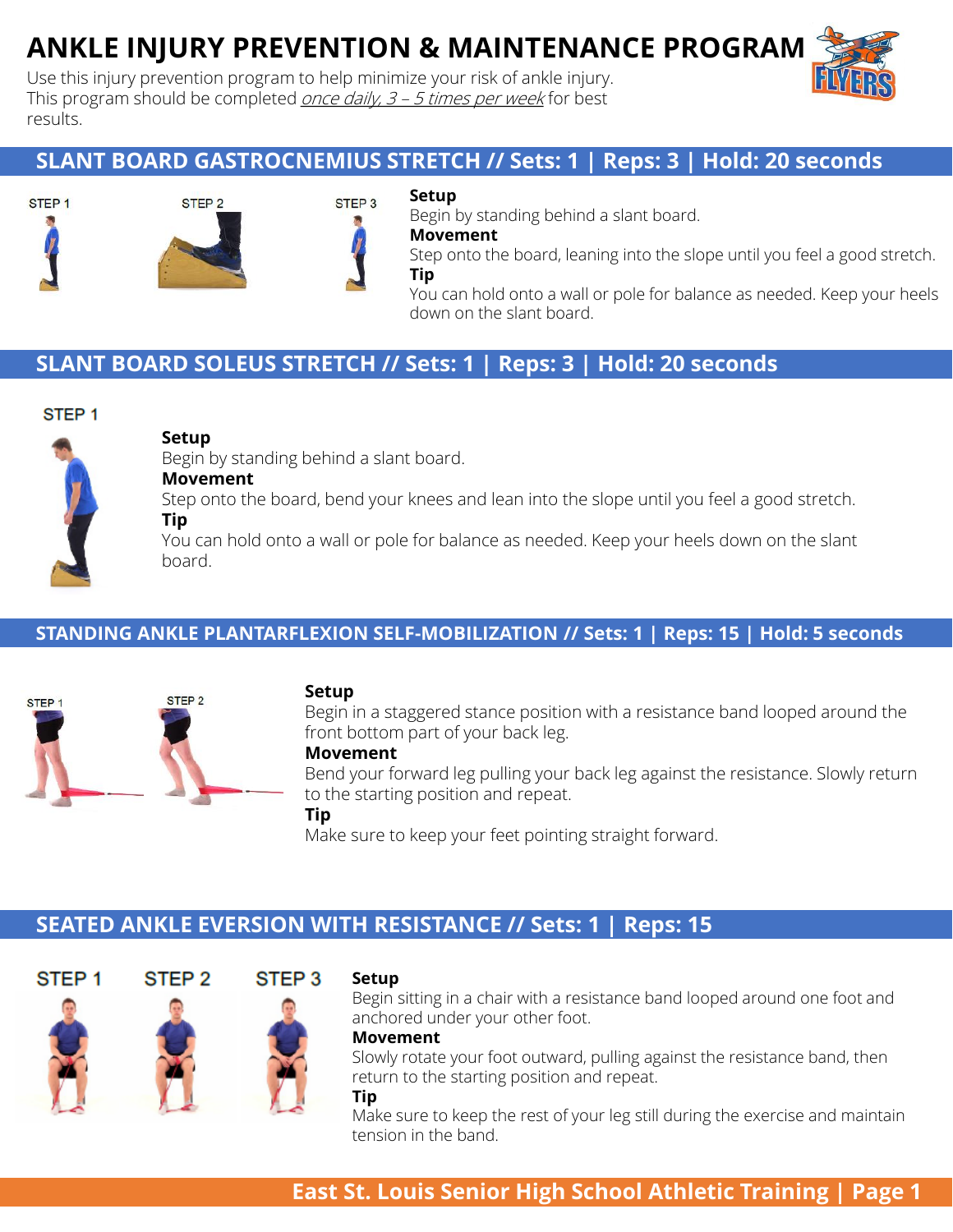# ANKLE INJURY PREVENTION & MAINTENANCE PROGRAM

Use this injury prevention program to help minimize your risk of ankle injury. This program should be completed *once daily, 3 – 5 times per week* for best results.

## SLANT BOARD GASTROCNEMIUS STRETCH // Sets: 1 | Reps: 3 | Hold: 20 seconds

STEP 1 STEP 2 STEP 3

**Setup**
Begin by standing behind a slant board.

**Movement**
Step onto the board, leaning into the slope until you feel a good stretch.

**Tip**
You can hold onto a wall or pole for balance as needed. Keep your heels down on the slant board.

## SLANT BOARD SOLEUS STRETCH // Sets: 1 | Reps: 3 | Hold: 20 seconds

STEP 1

**Setup**
Begin by standing behind a slant board.

**Movement**
Step onto the board, bend your knees and lean into the slope until you feel a good stretch.

**Tip**
You can hold onto a wall or pole for balance as needed. Keep your heels down on the slant board.

## STANDING ANKLE PLANTARFLEXION SELF-MOBILIZATION // Sets: 1 | Reps: 15 | Hold: 5 seconds

STEP 1 STEP 2

**Setup**
Begin in a staggered stance position with a resistance band looped around the front bottom part of your back leg.

**Movement**
Bend your forward leg pulling your back leg against the resistance. Slowly return to the starting position and repeat.

**Tip**
Make sure to keep your feet pointing straight forward.

## SEATED ANKLE EVERSION WITH RESISTANCE // Sets: 1 | Reps: 15

STEP 1 STEP 2 STEP 3

**Setup**
Begin sitting in a chair with a resistance band looped around one foot and anchored under your other foot.

**Movement**
Slowly rotate your foot outward, pulling against the resistance band, then return to the starting position and repeat.

**Tip**
Make sure to keep the rest of your leg still during the exercise and maintain tension in the band.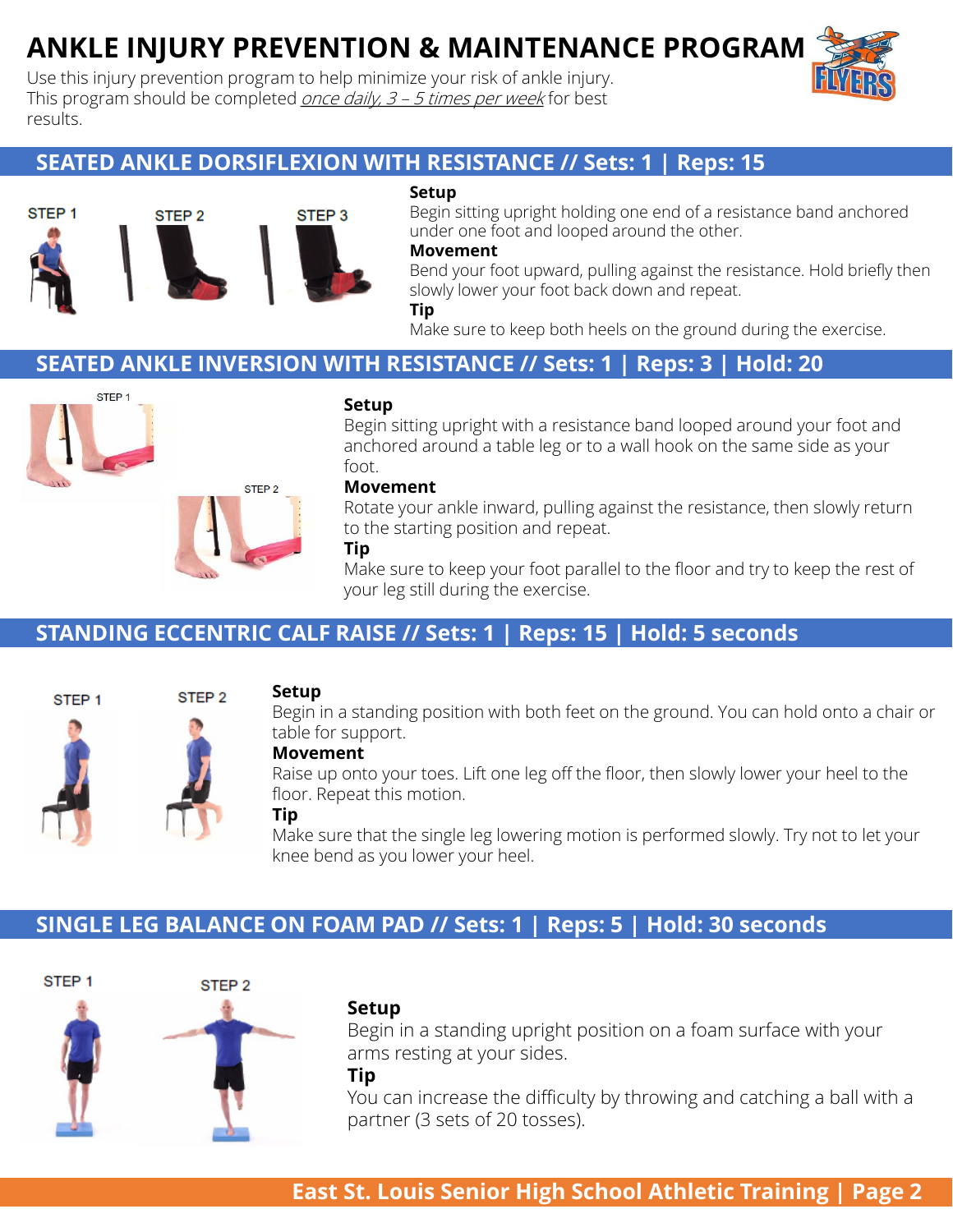# ANKLE INJURY PREVENTION & MAINTENANCE PROGRAM

Use this injury prevention program to help minimize your risk of ankle injury. This program should be completed *once daily, 3 – 5 times per week* for best results.

## SEATED ANKLE DORSIFLEXION WITH RESISTANCE // Sets: 1 | Reps: 15

STEP 1 STEP 2 STEP 3

**Setup**
Begin sitting upright holding one end of a resistance band anchored under one foot and looped around the other.

**Movement**
Bend your foot upward, pulling against the resistance. Hold briefly then slowly lower your foot back down and repeat.

**Tip**
Make sure to keep both heels on the ground during the exercise.

## SEATED ANKLE INVERSION WITH RESISTANCE // Sets: 1 | Reps: 3 | Hold: 20

STEP 1 STEP 2

**Setup**
Begin sitting upright with a resistance band looped around your foot and anchored around a table leg or to a wall hook on the same side as your foot.

**Movement**
Rotate your ankle inward, pulling against the resistance, then slowly return to the starting position and repeat.

**Tip**
Make sure to keep your foot parallel to the floor and try to keep the rest of your leg still during the exercise.

## STANDING ECCENTRIC CALF RAISE // Sets: 1 | Reps: 15 | Hold: 5 seconds

STEP 1 STEP 2

**Setup**
Begin in a standing position with both feet on the ground. You can hold onto a chair or table for support.

**Movement**
Raise up onto your toes. Lift one leg off the floor, then slowly lower your heel to the floor. Repeat this motion.

**Tip**
Make sure that the single leg lowering motion is performed slowly. Try not to let your knee bend as you lower your heel.

## SINGLE LEG BALANCE ON FOAM PAD // Sets: 1 | Reps: 5 | Hold: 30 seconds

STEP 1 STEP 2

**Setup**
Begin in a standing upright position on a foam surface with your arms resting at your sides.

**Tip**
You can increase the difficulty by throwing and catching a ball with a partner (3 sets of 20 tosses).